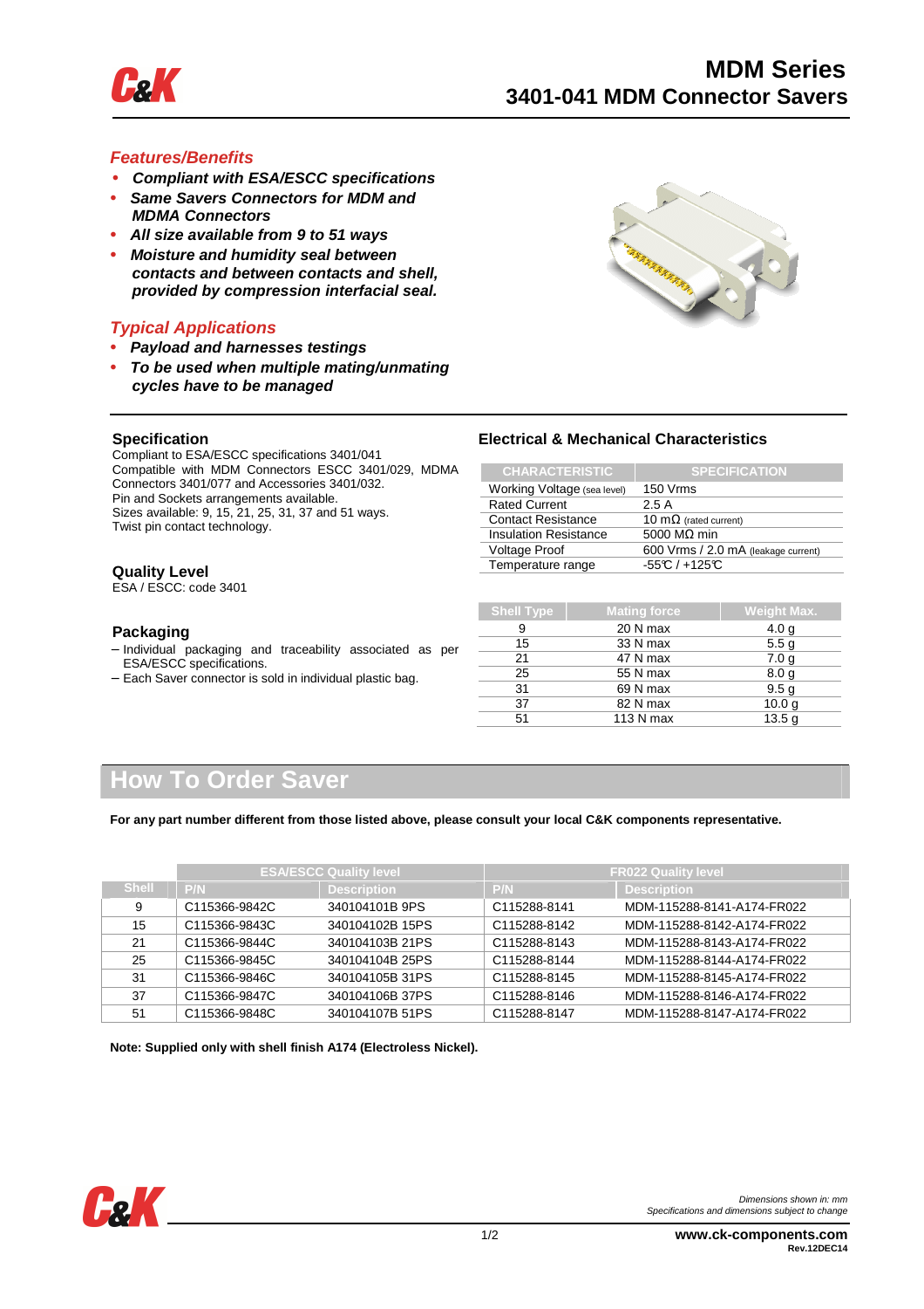# MDM Series
## 3401-041 MDM Connector Savers

### *Features/Benefits*

- ***Compliant with ESA/ESCC specifications***
- ***Same Savers Connectors for MDM and MDMA Connectors***
- ***All size available from 9 to 51 ways***
- ***Moisture and humidity seal between contacts and between contacts and shell, provided by compression interfacial seal.***

### *Typical Applications*

- ***Payload and harnesses testings***
- ***To be used when multiple mating/unmating cycles have to be managed***

### Specification

Compliant to ESA/ESCC specifications 3401/041
Compatible with MDM Connectors ESCC 3401/029, MDMA Connectors 3401/077 and Accessories 3401/032.
Pin and Sockets arrangements available.
Sizes available: 9, 15, 21, 25, 31, 37 and 51 ways.
Twist pin contact technology.

### Quality Level

ESA / ESCC: code 3401

### Packaging

- Individual packaging and traceability associated as per ESA/ESCC specifications.
- Each Saver connector is sold in individual plastic bag.

### Electrical & Mechanical Characteristics

| CHARACTERISTIC | SPECIFICATION |
|---|---|
| Working Voltage (sea level) | 150 Vrms |
| Rated Current | 2.5 A |
| Contact Resistance | 10 mΩ (rated current) |
| Insulation Resistance | 5000 MΩ min |
| Voltage Proof | 600 Vrms / 2.0 mA (leakage current) |
| Temperature range | -55°C / +125°C |

| Shell Type | Mating force | Weight Max. |
|---|---|---|
| 9 | 20 N max | 4.0 g |
| 15 | 33 N max | 5.5 g |
| 21 | 47 N max | 7.0 g |
| 25 | 55 N max | 8.0 g |
| 31 | 69 N max | 9.5 g |
| 37 | 82 N max | 10.0 g |
| 51 | 113 N max | 13.5 g |

## How To Order Saver

**For any part number different from those listed above, please consult your local C&K components representative.**

| | ESA/ESCC Quality level | | FR022 Quality level | |
|---|---|---|---|---|
| Shell | P/N | Description | P/N | Description |
| 9 | C115366-9842C | 340104101B 9PS | C115288-8141 | MDM-115288-8141-A174-FR022 |
| 15 | C115366-9843C | 340104102B 15PS | C115288-8142 | MDM-115288-8142-A174-FR022 |
| 21 | C115366-9844C | 340104103B 21PS | C115288-8143 | MDM-115288-8143-A174-FR022 |
| 25 | C115366-9845C | 340104104B 25PS | C115288-8144 | MDM-115288-8144-A174-FR022 |
| 31 | C115366-9846C | 340104105B 31PS | C115288-8145 | MDM-115288-8145-A174-FR022 |
| 37 | C115366-9847C | 340104106B 37PS | C115288-8146 | MDM-115288-8146-A174-FR022 |
| 51 | C115366-9848C | 340104107B 51PS | C115288-8147 | MDM-115288-8147-A174-FR022 |

**Note: Supplied only with shell finish A174 (Electroless Nickel).**

*Dimensions shown in: mm*
*Specifications and dimensions subject to change*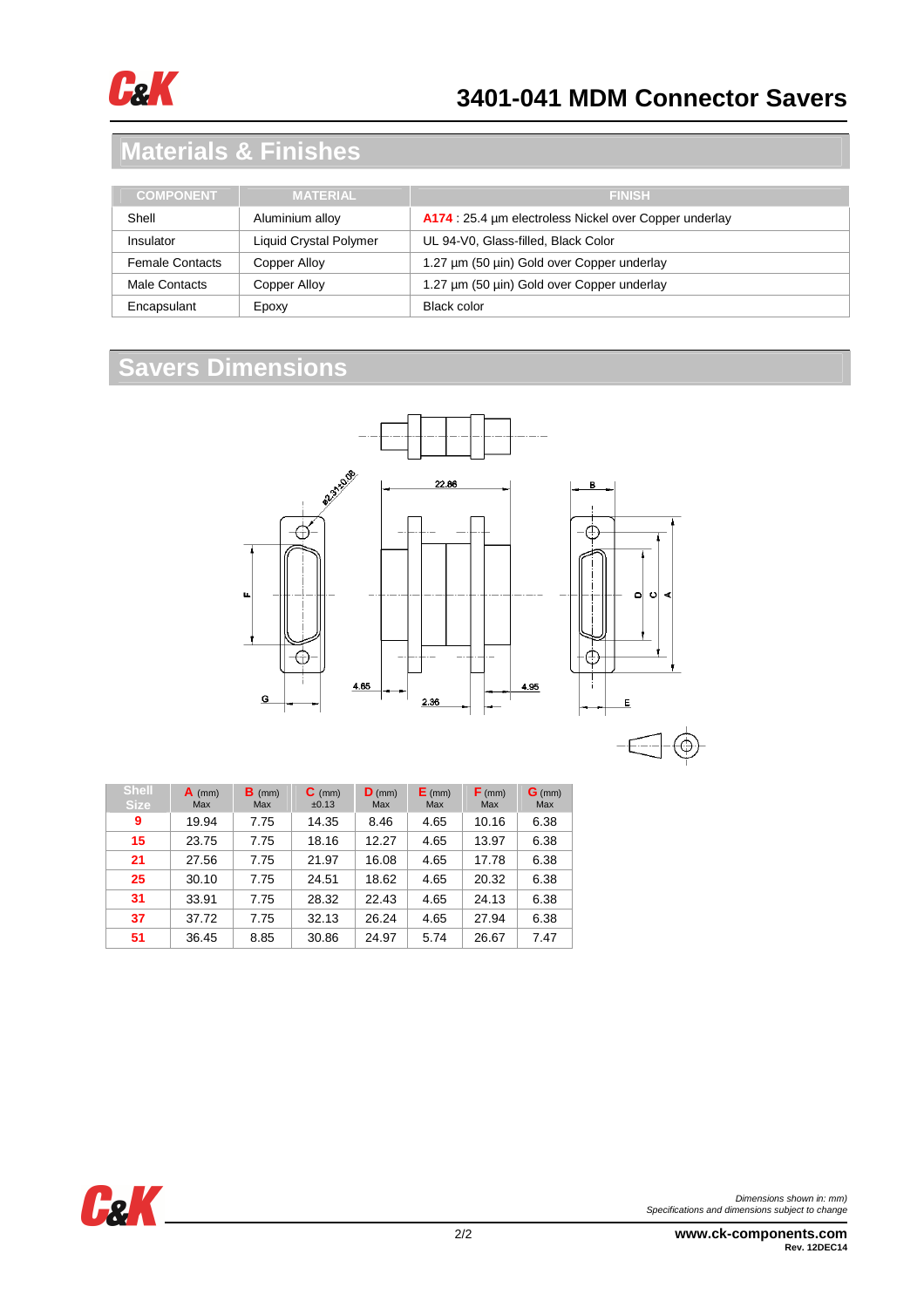# 3401-041 MDM Connector Savers

## Materials & Finishes

| COMPONENT | MATERIAL | FINISH |
|---|---|---|
| Shell | Aluminium alloy | **A174** : 25.4 µm electroless Nickel over Copper underlay |
| Insulator | Liquid Crystal Polymer | UL 94-V0, Glass-filled, Black Color |
| Female Contacts | Copper Alloy | 1.27 µm (50 µin) Gold over Copper underlay |
| Male Contacts | Copper Alloy | 1.27 µm (50 µin) Gold over Copper underlay |
| Encapsulant | Epoxy | Black color |

## Savers Dimensions

ø2.31±0.08
22.86
B
F
D
C
A
4.65
4.95
G
2.36
E

| Shell Size | A (mm) Max | B (mm) Max | C (mm) ±0.13 | D (mm) Max | E (mm) Max | F (mm) Max | G (mm) Max |
|---|---|---|---|---|---|---|---|
| 9 | 19.94 | 7.75 | 14.35 | 8.46 | 4.65 | 10.16 | 6.38 |
| 15 | 23.75 | 7.75 | 18.16 | 12.27 | 4.65 | 13.97 | 6.38 |
| 21 | 27.56 | 7.75 | 21.97 | 16.08 | 4.65 | 17.78 | 6.38 |
| 25 | 30.10 | 7.75 | 24.51 | 18.62 | 4.65 | 20.32 | 6.38 |
| 31 | 33.91 | 7.75 | 28.32 | 22.43 | 4.65 | 24.13 | 6.38 |
| 37 | 37.72 | 7.75 | 32.13 | 26.24 | 4.65 | 27.94 | 6.38 |
| 51 | 36.45 | 8.85 | 30.86 | 24.97 | 5.74 | 26.67 | 7.47 |

*Dimensions shown in: mm)*
*Specifications and dimensions subject to change*

**www.ck-components.com**
**Rev. 12DEC14**